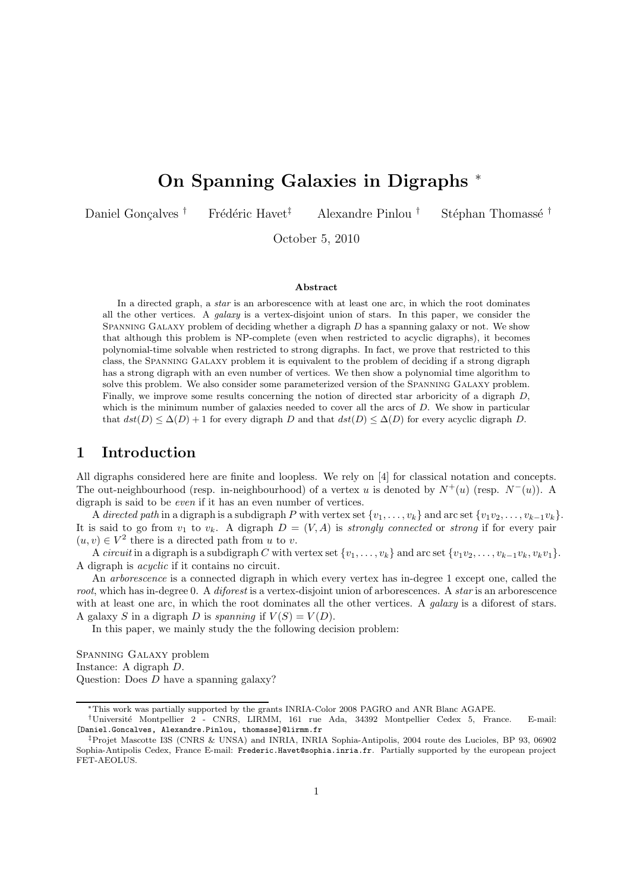# On Spanning Galaxies in Digraphs *

Daniel Gonçalves † Frédéric Havet‡ Alexandre Pinlou † Stéphan Thomassé †

October 5, 2010

### Abstract

In a directed graph, a *star* is an arborescence with at least one arc, in which the root dominates all the other vertices. A *galaxy* is a vertex-disjoint union of stars. In this paper, we consider the Spanning Galaxy problem of deciding whether a digraph $D$ has a spanning galaxy or not. We show that although this problem is NP-complete (even when restricted to acyclic digraphs), it becomes polynomial-time solvable when restricted to strong digraphs. In fact, we prove that restricted to this class, the Spanning Galaxy problem it is equivalent to the problem of deciding if a strong digraph has a strong digraph with an even number of vertices. We then show a polynomial time algorithm to solve this problem. We also consider some parameterized version of the Spanning Galaxy problem. Finally, we improve some results concerning the notion of directed star arboricity of a digraph $D$, which is the minimum number of galaxies needed to cover all the arcs of $D$. We show in particular that $dst(D) \leq \Delta(D) + 1$ for every digraph $D$ and that $dst(D) \leq \Delta(D)$ for every acyclic digraph $D$.

## 1 Introduction

All digraphs considered here are finite and loopless. We rely on [4] for classical notation and concepts. The out-neighbourhood (resp. in-neighbourhood) of a vertex $u$ is denoted by $N^+(u)$ (resp. $N^-(u)$). A digraph is said to be *even* if it has an even number of vertices.

A *directed path* in a digraph is a subdigraph $P$ with vertex set $\{v_1, \dots, v_k\}$ and arc set $\{v_1v_2, \dots, v_{k-1}v_k\}$. It is said to go from $v_1$ to $v_k$. A digraph $D = (V, A)$ is *strongly connected* or *strong* if for every pair $(u, v) \in V^2$ there is a directed path from $u$ to $v$.

A *circuit* in a digraph is a subdigraph $C$ with vertex set $\{v_1, \dots, v_k\}$ and arc set $\{v_1v_2, \dots, v_{k-1}v_k, v_kv_1\}$. A digraph is *acyclic* if it contains no circuit.

An *arborescence* is a connected digraph in which every vertex has in-degree 1 except one, called the *root*, which has in-degree 0. A *diforest* is a vertex-disjoint union of arborescences. A *star* is an arborescence with at least one arc, in which the root dominates all the other vertices. A *galaxy* is a diforest of stars. A galaxy $S$ in a digraph $D$ is *spanning* if $V(S) = V(D)$.

In this paper, we mainly study the the following decision problem:

Spanning Galaxy problem
Instance: A digraph $D$.
Question: Does $D$ have a spanning galaxy?

---

*This work was partially supported by the grants INRIA-Color 2008 PAGRO and ANR Blanc AGAPE.

†Université Montpellier 2 - CNRS, LIRMM, 161 rue Ada, 34392 Montpellier Cedex 5, France. E-mail: [Daniel.Goncalves, Alexandre.Pinlou, thomasse]@lirmm.fr

‡Projet Mascotte I3S (CNRS & UNSA) and INRIA, INRIA Sophia-Antipolis, 2004 route des Lucioles, BP 93, 06902 Sophia-Antipolis Cedex, France E-mail: Frederic.Havet@sophia.inria.fr. Partially supported by the european project FET-AEOLUS.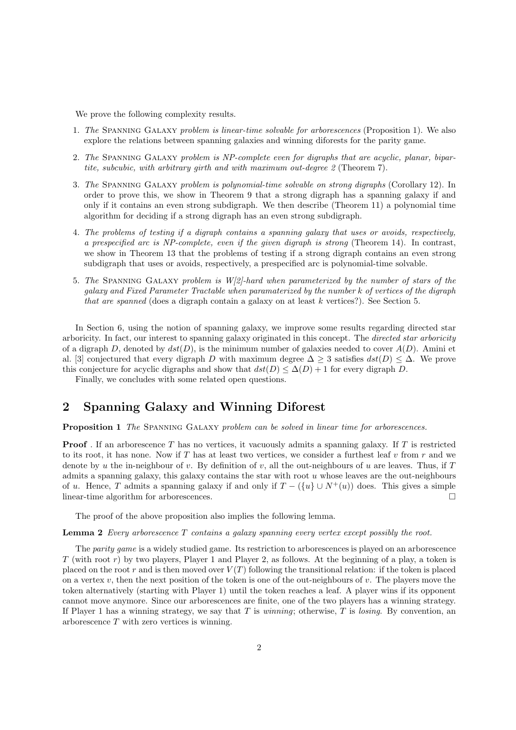We prove the following complexity results.

1. *The* Spanning Galaxy *problem is linear-time solvable for arborescences* (Proposition 1). We also explore the relations between spanning galaxies and winning diforests for the parity game.
2. *The* Spanning Galaxy *problem is NP-complete even for digraphs that are acyclic, planar, bipartite, subcubic, with arbitrary girth and with maximum out-degree 2* (Theorem 7).
3. *The* Spanning Galaxy *problem is polynomial-time solvable on strong digraphs* (Corollary 12). In order to prove this, we show in Theorem 9 that a strong digraph has a spanning galaxy if and only if it contains an even strong subdigraph. We then describe (Theorem 11) a polynomial time algorithm for deciding if a strong digraph has an even strong subdigraph.
4. *The problems of testing if a digraph contains a spanning galaxy that uses or avoids, respectively, a prespecified arc is NP-complete, even if the given digraph is strong* (Theorem 14). In contrast, we show in Theorem 13 that the problems of testing if a strong digraph contains an even strong subdigraph that uses or avoids, respectively, a prespecified arc is polynomial-time solvable.
5. *The* Spanning Galaxy *problem is W[2]-hard when parameterized by the number of stars of the galaxy and Fixed Parameter Tractable when paramaterized by the number k of vertices of the digraph that are spanned* (does a digraph contain a galaxy on at least $k$ vertices?). See Section 5.

In Section 6, using the notion of spanning galaxy, we improve some results regarding directed star arboricity. In fact, our interest to spanning galaxy originated in this concept. The *directed star arboricity* of a digraph $D$, denoted by $dst(D)$, is the minimum number of galaxies needed to cover $A(D)$. Amini et al. [3] conjectured that every digraph $D$ with maximum degree $\Delta \geq 3$ satisfies $dst(D) \leq \Delta$. We prove this conjecture for acyclic digraphs and show that $dst(D) \leq \Delta(D) + 1$ for every digraph $D$.

Finally, we concludes with some related open questions.

## 2 Spanning Galaxy and Winning Diforest

**Proposition 1** *The* Spanning Galaxy *problem can be solved in linear time for arborescences.*

**Proof** . If an arborescence $T$ has no vertices, it vacuously admits a spanning galaxy. If $T$ is restricted to its root, it has none. Now if $T$ has at least two vertices, we consider a furthest leaf $v$ from $r$ and we denote by $u$ the in-neighbour of $v$. By definition of $v$, all the out-neighbours of $u$ are leaves. Thus, if $T$ admits a spanning galaxy, this galaxy contains the star with root $u$ whose leaves are the out-neighbours of $u$. Hence, $T$ admits a spanning galaxy if and only if $T - (\{u\} \cup N^+(u))$ does. This gives a simple linear-time algorithm for arborescences. □

The proof of the above proposition also implies the following lemma.

**Lemma 2** *Every arborescence $T$ contains a galaxy spanning every vertex except possibly the root.*

The *parity game* is a widely studied game. Its restriction to arborescences is played on an arborescence $T$ (with root $r$) by two players, Player 1 and Player 2, as follows. At the beginning of a play, a token is placed on the root $r$ and is then moved over $V(T)$ following the transitional relation: if the token is placed on a vertex $v$, then the next position of the token is one of the out-neighbours of $v$. The players move the token alternatively (starting with Player 1) until the token reaches a leaf. A player wins if its opponent cannot move anymore. Since our arborescences are finite, one of the two players has a winning strategy. If Player 1 has a winning strategy, we say that $T$ is *winning*; otherwise, $T$ is *losing*. By convention, an arborescence $T$ with zero vertices is winning.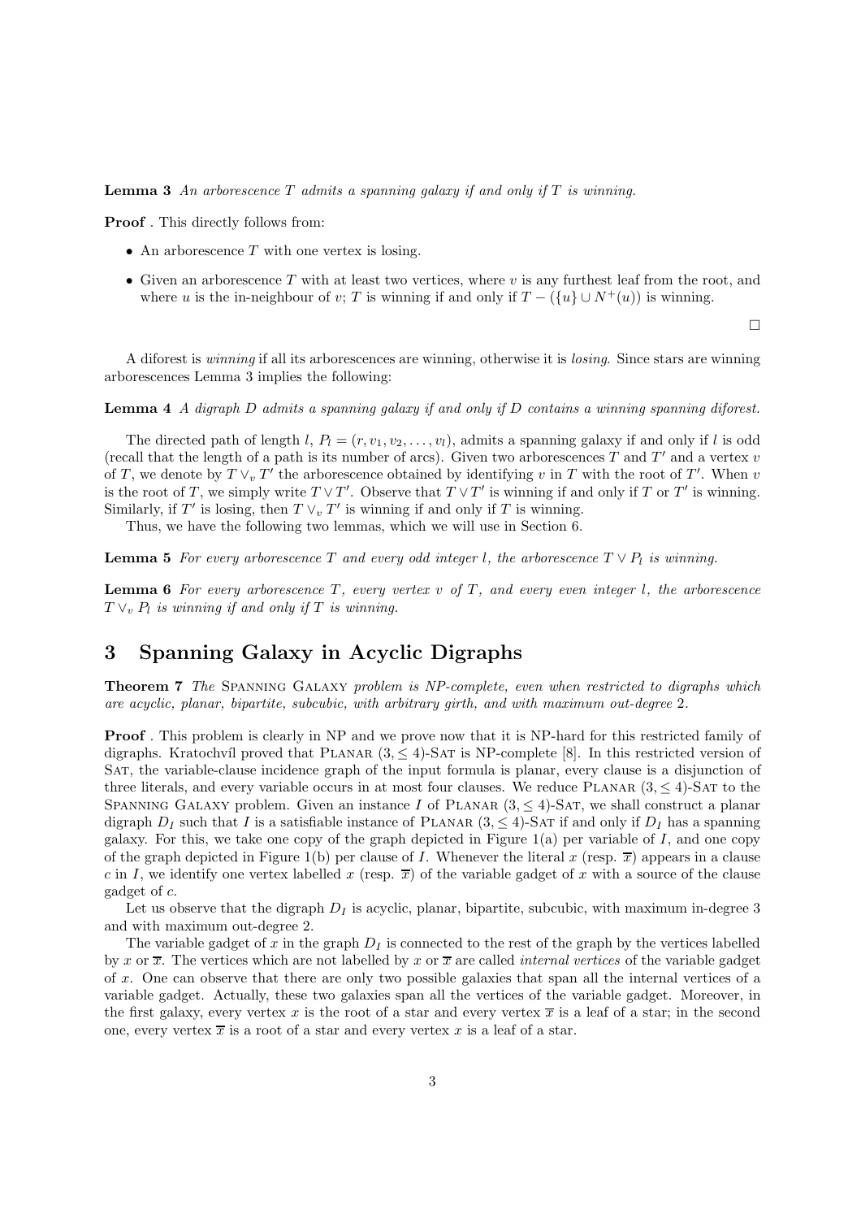**Lemma 3** *An arborescence $T$ admits a spanning galaxy if and only if $T$ is winning.*

**Proof** . This directly follows from:

- An arborescence $T$ with one vertex is losing.
- Given an arborescence $T$ with at least two vertices, where $v$ is any furthest leaf from the root, and where $u$ is the in-neighbour of $v$; $T$ is winning if and only if $T - (\{u\} \cup N^+(u))$ is winning.

$\square$

A diforest is *winning* if all its arborescences are winning, otherwise it is *losing*. Since stars are winning arborescences Lemma 3 implies the following:

**Lemma 4** *A digraph $D$ admits a spanning galaxy if and only if $D$ contains a winning spanning diforest.*

The directed path of length $l$, $P_l = (r, v_1, v_2, \dots, v_l)$, admits a spanning galaxy if and only if $l$ is odd (recall that the length of a path is its number of arcs). Given two arborescences $T$ and $T'$ and a vertex $v$ of $T$, we denote by $T \vee_v T'$ the arborescence obtained by identifying $v$ in $T$ with the root of $T'$. When $v$ is the root of $T$, we simply write $T \vee T'$. Observe that $T \vee T'$ is winning if and only if $T$ or $T'$ is winning. Similarly, if $T'$ is losing, then $T \vee_v T'$ is winning if and only if $T$ is winning.

Thus, we have the following two lemmas, which we will use in Section 6.

**Lemma 5** *For every arborescence $T$ and every odd integer $l$, the arborescence $T \vee P_l$ is winning.*

**Lemma 6** *For every arborescence $T$, every vertex $v$ of $T$, and every even integer $l$, the arborescence $T \vee_v P_l$ is winning if and only if $T$ is winning.*

## 3 Spanning Galaxy in Acyclic Digraphs

**Theorem 7** *The* Spanning Galaxy *problem is NP-complete, even when restricted to digraphs which are acyclic, planar, bipartite, subcubic, with arbitrary girth, and with maximum out-degree 2.*

**Proof** . This problem is clearly in NP and we prove now that it is NP-hard for this restricted family of digraphs. Kratochvíl proved that Planar $(3, \leq 4)$-Sat is NP-complete [8]. In this restricted version of Sat, the variable-clause incidence graph of the input formula is planar, every clause is a disjunction of three literals, and every variable occurs in at most four clauses. We reduce Planar $(3, \leq 4)$-Sat to the Spanning Galaxy problem. Given an instance $I$ of Planar $(3, \leq 4)$-Sat, we shall construct a planar digraph $D_I$ such that $I$ is a satisfiable instance of Planar $(3, \leq 4)$-Sat if and only if $D_I$ has a spanning galaxy. For this, we take one copy of the graph depicted in Figure 1(a) per variable of $I$, and one copy of the graph depicted in Figure 1(b) per clause of $I$. Whenever the literal $x$ (resp. $\overline{x}$) appears in a clause $c$ in $I$, we identify one vertex labelled $x$ (resp. $\overline{x}$) of the variable gadget of $x$ with a source of the clause gadget of $c$.

Let us observe that the digraph $D_I$ is acyclic, planar, bipartite, subcubic, with maximum in-degree 3 and with maximum out-degree 2.

The variable gadget of $x$ in the graph $D_I$ is connected to the rest of the graph by the vertices labelled by $x$ or $\overline{x}$. The vertices which are not labelled by $x$ or $\overline{x}$ are called *internal vertices* of the variable gadget of $x$. One can observe that there are only two possible galaxies that span all the internal vertices of a variable gadget. Actually, these two galaxies span all the vertices of the variable gadget. Moreover, in the first galaxy, every vertex $x$ is the root of a star and every vertex $\overline{x}$ is a leaf of a star; in the second one, every vertex $\overline{x}$ is a root of a star and every vertex $x$ is a leaf of a star.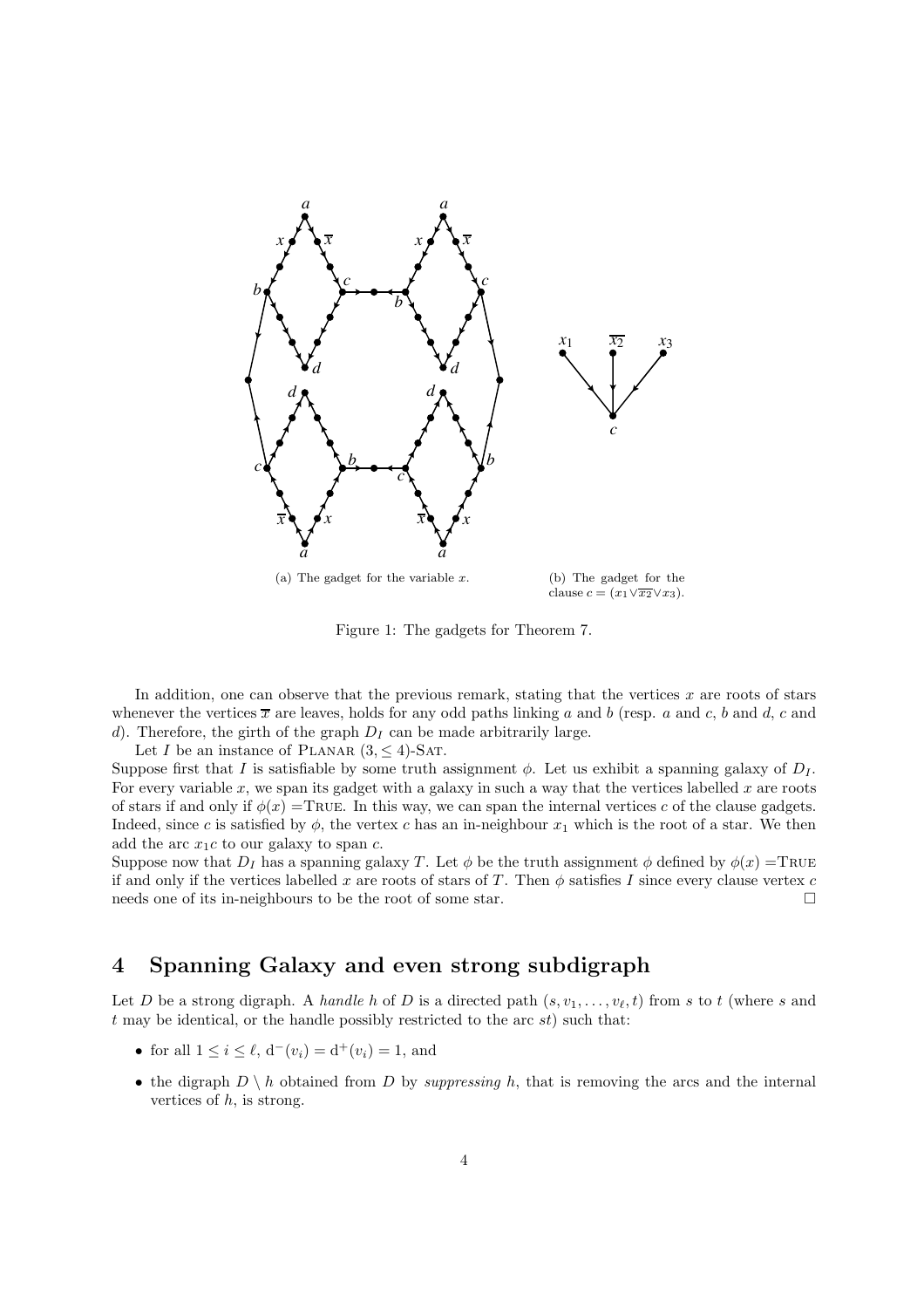(a) The gadget for the variable $x$.

(b) The gadget for the clause $c = (x_1 \vee \overline{x_2} \vee x_3)$.

Figure 1: The gadgets for Theorem 7.

In addition, one can observe that the previous remark, stating that the vertices $x$ are roots of stars whenever the vertices $\overline{x}$ are leaves, holds for any odd paths linking $a$ and $b$ (resp. $a$ and $c$, $b$ and $d$, $c$ and $d$). Therefore, the girth of the graph $D_I$ can be made arbitrarily large.

Let $I$ be an instance of PLANAR $(3, \leq 4)$-SAT.

Suppose first that $I$ is satisfiable by some truth assignment $\phi$. Let us exhibit a spanning galaxy of $D_I$. For every variable $x$, we span its gadget with a galaxy in such a way that the vertices labelled $x$ are roots of stars if and only if $\phi(x) =$TRUE. In this way, we can span the internal vertices $c$ of the clause gadgets. Indeed, since $c$ is satisfied by $\phi$, the vertex $c$ has an in-neighbour $x_1$ which is the root of a star. We then add the arc $x_1c$ to our galaxy to span $c$.

Suppose now that $D_I$ has a spanning galaxy $T$. Let $\phi$ be the truth assignment $\phi$ defined by $\phi(x) =$TRUE if and only if the vertices labelled $x$ are roots of stars of $T$. Then $\phi$ satisfies $I$ since every clause vertex $c$ needs one of its in-neighbours to be the root of some star. □

## 4 Spanning Galaxy and even strong subdigraph

Let $D$ be a strong digraph. A *handle* $h$ of $D$ is a directed path $(s, v_1, \ldots, v_\ell, t)$ from $s$ to $t$ (where $s$ and $t$ may be identical, or the handle possibly restricted to the arc $st$) such that:

- for all $1 \leq i \leq \ell$, $\mathrm{d}^-(v_i) = \mathrm{d}^+(v_i) = 1$, and
- the digraph $D \setminus h$ obtained from $D$ by *suppressing* $h$, that is removing the arcs and the internal vertices of $h$, is strong.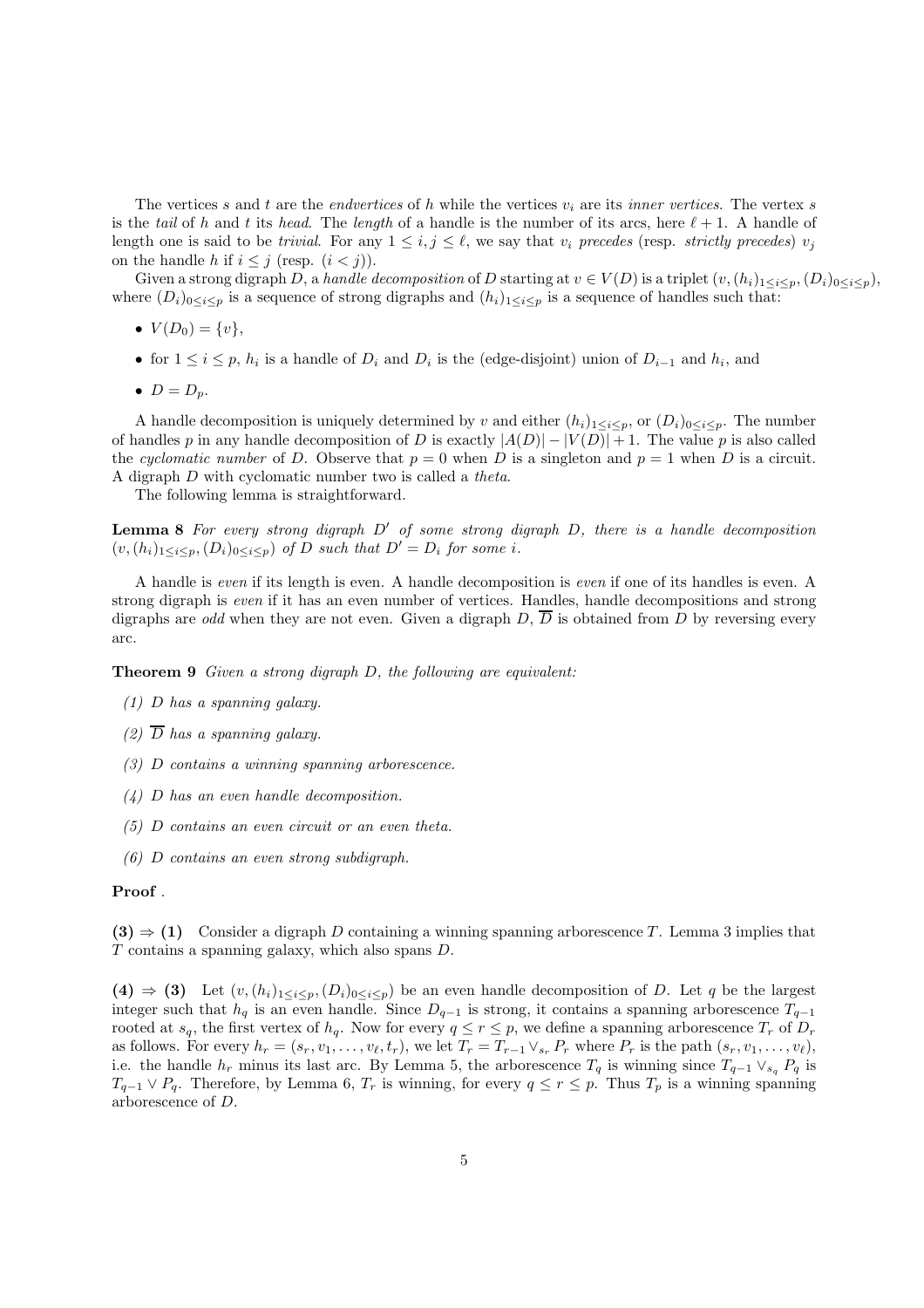The vertices $s$ and $t$ are the *endvertices* of $h$ while the vertices $v_i$ are its *inner vertices*. The vertex $s$ is the *tail* of $h$ and $t$ its *head*. The *length* of a handle is the number of its arcs, here $\ell + 1$. A handle of length one is said to be *trivial*. For any $1 \leq i, j \leq \ell$, we say that $v_i$ *precedes* (resp. *strictly precedes*) $v_j$ on the handle $h$ if $i \leq j$ (resp. $(i < j)$).

Given a strong digraph $D$, a *handle decomposition* of $D$ starting at $v \in V(D)$ is a triplet $(v, (h_i)_{1 \leq i \leq p}, (D_i)_{0 \leq i \leq p})$, where $(D_i)_{0 \leq i \leq p}$ is a sequence of strong digraphs and $(h_i)_{1 \leq i \leq p}$ is a sequence of handles such that:

- $V(D_0) = \{v\}$,
- for $1 \leq i \leq p$, $h_i$ is a handle of $D_i$ and $D_i$ is the (edge-disjoint) union of $D_{i-1}$ and $h_i$, and
- $D = D_p$.

A handle decomposition is uniquely determined by $v$ and either $(h_i)_{1 \leq i \leq p}$, or $(D_i)_{0 \leq i \leq p}$. The number of handles $p$ in any handle decomposition of $D$ is exactly $|A(D)| - |V(D)| + 1$. The value $p$ is also called the *cyclomatic number* of $D$. Observe that $p = 0$ when $D$ is a singleton and $p = 1$ when $D$ is a circuit. A digraph $D$ with cyclomatic number two is called a *theta*.

The following lemma is straightforward.

**Lemma 8** *For every strong digraph $D'$ of some strong digraph $D$, there is a handle decomposition $(v, (h_i)_{1 \leq i \leq p}, (D_i)_{0 \leq i \leq p})$ of $D$ such that $D' = D_i$ for some $i$.*

A handle is *even* if its length is even. A handle decomposition is *even* if one of its handles is even. A strong digraph is *even* if it has an even number of vertices. Handles, handle decompositions and strong digraphs are *odd* when they are not even. Given a digraph $D$, $\overline{D}$ is obtained from $D$ by reversing every arc.

**Theorem 9** *Given a strong digraph $D$, the following are equivalent:*

*(1) $D$ has a spanning galaxy.*

*(2) $\overline{D}$ has a spanning galaxy.*

*(3) $D$ contains a winning spanning arborescence.*

*(4) $D$ has an even handle decomposition.*

*(5) $D$ contains an even circuit or an even theta.*

*(6) $D$ contains an even strong subdigraph.*

**Proof** .

**(3) $\Rightarrow$ (1)** Consider a digraph $D$ containing a winning spanning arborescence $T$. Lemma 3 implies that $T$ contains a spanning galaxy, which also spans $D$.

**(4) $\Rightarrow$ (3)** Let $(v, (h_i)_{1 \leq i \leq p}, (D_i)_{0 \leq i \leq p})$ be an even handle decomposition of $D$. Let $q$ be the largest integer such that $h_q$ is an even handle. Since $D_{q-1}$ is strong, it contains a spanning arborescence $T_{q-1}$ rooted at $s_q$, the first vertex of $h_q$. Now for every $q \leq r \leq p$, we define a spanning arborescence $T_r$ of $D_r$ as follows. For every $h_r = (s_r, v_1, \ldots, v_\ell, t_r)$, we let $T_r = T_{r-1} \vee_{s_r} P_r$ where $P_r$ is the path $(s_r, v_1, \ldots, v_\ell)$, i.e. the handle $h_r$ minus its last arc. By Lemma 5, the arborescence $T_q$ is winning since $T_{q-1} \vee_{s_q} P_q$ is $T_{q-1} \vee P_q$. Therefore, by Lemma 6, $T_r$ is winning, for every $q \leq r \leq p$. Thus $T_p$ is a winning spanning arborescence of $D$.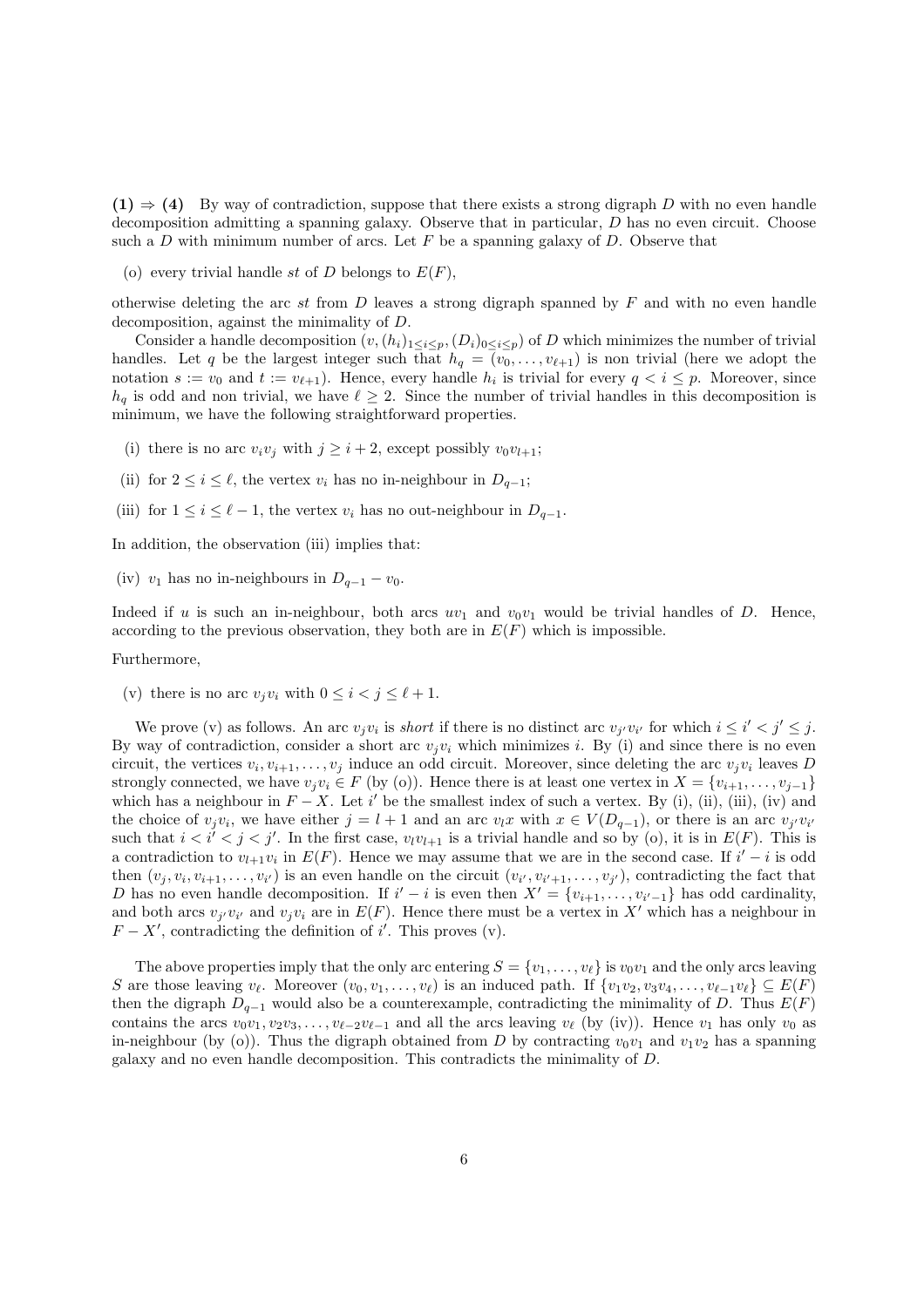**(1) ⇒ (4)** By way of contradiction, suppose that there exists a strong digraph $D$ with no even handle decomposition admitting a spanning galaxy. Observe that in particular, $D$ has no even circuit. Choose such a $D$ with minimum number of arcs. Let $F$ be a spanning galaxy of $D$. Observe that

(o) every trivial handle $st$ of $D$ belongs to $E(F)$,

otherwise deleting the arc $st$ from $D$ leaves a strong digraph spanned by $F$ and with no even handle decomposition, against the minimality of $D$.

Consider a handle decomposition $(v, (h_i)_{1\leq i\leq p}, (D_i)_{0\leq i\leq p})$ of $D$ which minimizes the number of trivial handles. Let $q$ be the largest integer such that $h_q = (v_0, \ldots, v_{\ell+1})$ is non trivial (here we adopt the notation $s := v_0$ and $t := v_{\ell+1}$). Hence, every handle $h_i$ is trivial for every $q < i \leq p$. Moreover, since $h_q$ is odd and non trivial, we have $\ell \geq 2$. Since the number of trivial handles in this decomposition is minimum, we have the following straightforward properties.

(i) there is no arc $v_iv_j$ with $j \geq i+2$, except possibly $v_0v_{l+1}$;

(ii) for $2 \leq i \leq \ell$, the vertex $v_i$ has no in-neighbour in $D_{q-1}$;

(iii) for $1 \leq i \leq \ell - 1$, the vertex $v_i$ has no out-neighbour in $D_{q-1}$.

In addition, the observation (iii) implies that:

(iv) $v_1$ has no in-neighbours in $D_{q-1} - v_0$.

Indeed if $u$ is such an in-neighbour, both arcs $uv_1$ and $v_0v_1$ would be trivial handles of $D$. Hence, according to the previous observation, they both are in $E(F)$ which is impossible.

Furthermore,

(v) there is no arc $v_jv_i$ with $0 \leq i < j \leq \ell + 1$.

We prove (v) as follows. An arc $v_jv_i$ is *short* if there is no distinct arc $v_{j'}v_{i'}$ for which $i \leq i' < j' \leq j$. By way of contradiction, consider a short arc $v_jv_i$ which minimizes $i$. By (i) and since there is no even circuit, the vertices $v_i, v_{i+1}, \ldots, v_j$ induce an odd circuit. Moreover, since deleting the arc $v_jv_i$ leaves $D$ strongly connected, we have $v_jv_i \in F$ (by (o)). Hence there is at least one vertex in $X = \{v_{i+1}, \ldots, v_{j-1}\}$ which has a neighbour in $F - X$. Let $i'$ be the smallest index of such a vertex. By (i), (ii), (iii), (iv) and the choice of $v_jv_i$, we have either $j = l+1$ and an arc $v_lx$ with $x \in V(D_{q-1})$, or there is an arc $v_{j'}v_{i'}$ such that $i < i' < j < j'$. In the first case, $v_lv_{l+1}$ is a trivial handle and so by (o), it is in $E(F)$. This is a contradiction to $v_{l+1}v_i$ in $E(F)$. Hence we may assume that we are in the second case. If $i' - i$ is odd then $(v_j, v_i, v_{i+1}, \ldots, v_{i'})$ is an even handle on the circuit $(v_{i'}, v_{i'+1}, \ldots, v_{j'})$, contradicting the fact that $D$ has no even handle decomposition. If $i' - i$ is even then $X' = \{v_{i+1}, \ldots, v_{i'-1}\}$ has odd cardinality, and both arcs $v_{j'}v_{i'}$ and $v_jv_i$ are in $E(F)$. Hence there must be a vertex in $X'$ which has a neighbour in $F - X'$, contradicting the definition of $i'$. This proves (v).

The above properties imply that the only arc entering $S = \{v_1, \ldots, v_\ell\}$ is $v_0v_1$ and the only arcs leaving $S$ are those leaving $v_\ell$. Moreover $(v_0, v_1, \ldots, v_\ell)$ is an induced path. If $\{v_1v_2, v_3v_4, \ldots, v_{\ell-1}v_\ell\} \subseteq E(F)$ then the digraph $D_{q-1}$ would also be a counterexample, contradicting the minimality of $D$. Thus $E(F)$ contains the arcs $v_0v_1, v_2v_3, \ldots, v_{\ell-2}v_{\ell-1}$ and all the arcs leaving $v_\ell$ (by (iv)). Hence $v_1$ has only $v_0$ as in-neighbour (by (o)). Thus the digraph obtained from $D$ by contracting $v_0v_1$ and $v_1v_2$ has a spanning galaxy and no even handle decomposition. This contradicts the minimality of $D$.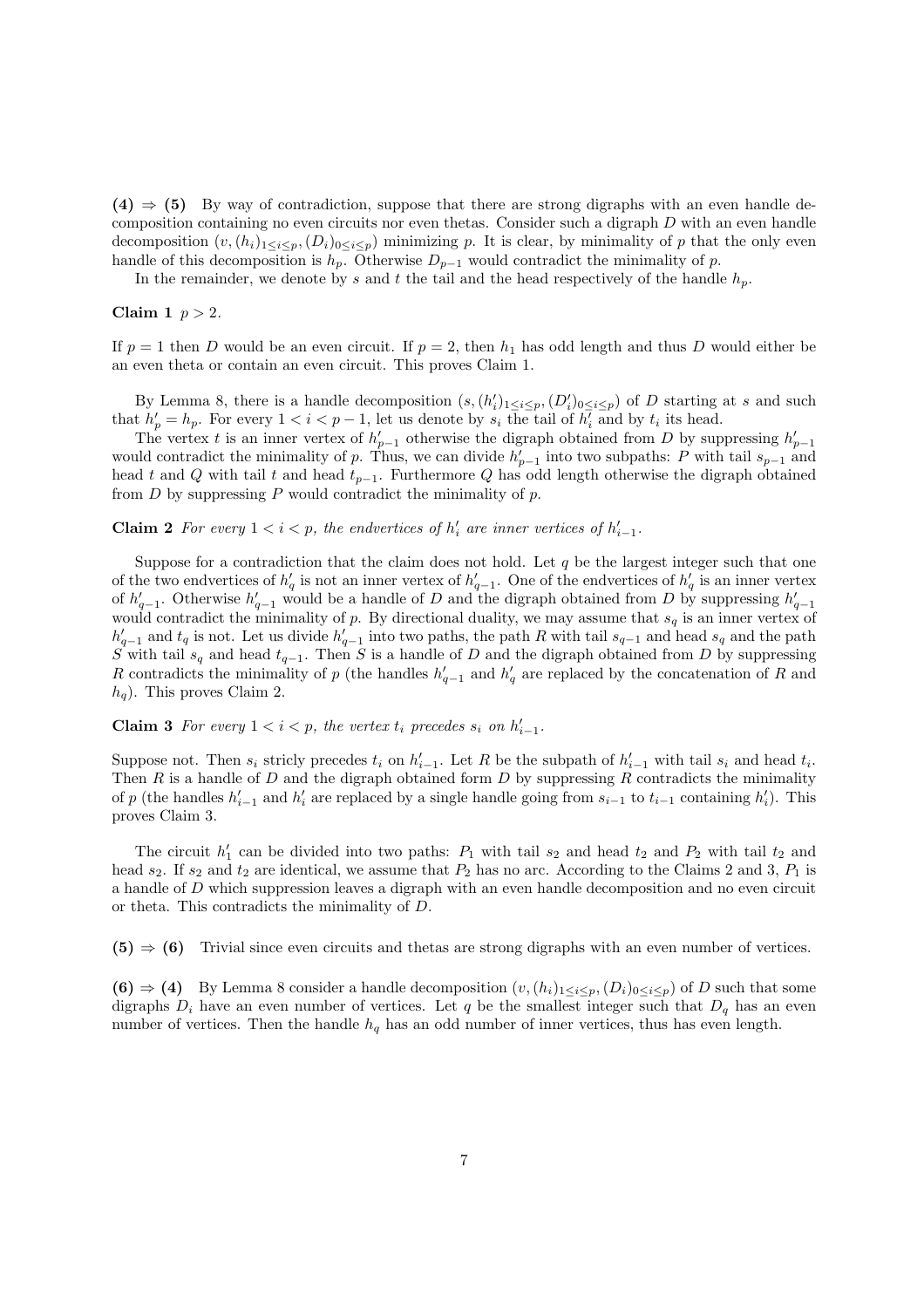**(4) ⇒ (5)** By way of contradiction, suppose that there are strong digraphs with an even handle decomposition containing no even circuits nor even thetas. Consider such a digraph $D$ with an even handle decomposition $(v, (h_i)_{1\leq i\leq p}, (D_i)_{0\leq i\leq p})$ minimizing $p$. It is clear, by minimality of $p$ that the only even handle of this decomposition is $h_p$. Otherwise $D_{p-1}$ would contradict the minimality of $p$.

In the remainder, we denote by $s$ and $t$ the tail and the head respectively of the handle $h_p$.

**Claim 1** *$p > 2$.*

If $p = 1$ then $D$ would be an even circuit. If $p = 2$, then $h_1$ has odd length and thus $D$ would either be an even theta or contain an even circuit. This proves Claim 1.

By Lemma 8, there is a handle decomposition $(s, (h'_i)_{1\leq i\leq p}, (D'_i)_{0\leq i\leq p})$ of $D$ starting at $s$ and such that $h'_p = h_p$. For every $1 < i < p-1$, let us denote by $s_i$ the tail of $h'_i$ and by $t_i$ its head.

The vertex $t$ is an inner vertex of $h'_{p-1}$ otherwise the digraph obtained from $D$ by suppressing $h'_{p-1}$ would contradict the minimality of $p$. Thus, we can divide $h'_{p-1}$ into two subpaths: $P$ with tail $s_{p-1}$ and head $t$ and $Q$ with tail $t$ and head $t_{p-1}$. Furthermore $Q$ has odd length otherwise the digraph obtained from $D$ by suppressing $P$ would contradict the minimality of $p$.

**Claim 2** *For every $1 < i < p$, the endvertices of $h'_i$ are inner vertices of $h'_{i-1}$.*

Suppose for a contradiction that the claim does not hold. Let $q$ be the largest integer such that one of the two endvertices of $h'_q$ is not an inner vertex of $h'_{q-1}$. One of the endvertices of $h'_q$ is an inner vertex of $h'_{q-1}$. Otherwise $h'_{q-1}$ would be a handle of $D$ and the digraph obtained from $D$ by suppressing $h'_{q-1}$ would contradict the minimality of $p$. By directional duality, we may assume that $s_q$ is an inner vertex of $h'_{q-1}$ and $t_q$ is not. Let us divide $h'_{q-1}$ into two paths, the path $R$ with tail $s_{q-1}$ and head $s_q$ and the path $S$ with tail $s_q$ and head $t_{q-1}$. Then $S$ is a handle of $D$ and the digraph obtained from $D$ by suppressing $R$ contradicts the minimality of $p$ (the handles $h'_{q-1}$ and $h'_q$ are replaced by the concatenation of $R$ and $h_q$). This proves Claim 2.

**Claim 3** *For every $1 < i < p$, the vertex $t_i$ precedes $s_i$ on $h'_{i-1}$.*

Suppose not. Then $s_i$ stricly precedes $t_i$ on $h'_{i-1}$. Let $R$ be the subpath of $h'_{i-1}$ with tail $s_i$ and head $t_i$. Then $R$ is a handle of $D$ and the digraph obtained form $D$ by suppressing $R$ contradicts the minimality of $p$ (the handles $h'_{i-1}$ and $h'_i$ are replaced by a single handle going from $s_{i-1}$ to $t_{i-1}$ containing $h'_i$). This proves Claim 3.

The circuit $h'_1$ can be divided into two paths: $P_1$ with tail $s_2$ and head $t_2$ and $P_2$ with tail $t_2$ and head $s_2$. If $s_2$ and $t_2$ are identical, we assume that $P_2$ has no arc. According to the Claims 2 and 3, $P_1$ is a handle of $D$ which suppression leaves a digraph with an even handle decomposition and no even circuit or theta. This contradicts the minimality of $D$.

**(5) ⇒ (6)** Trivial since even circuits and thetas are strong digraphs with an even number of vertices.

**(6) ⇒ (4)** By Lemma 8 consider a handle decomposition $(v, (h_i)_{1\leq i\leq p}, (D_i)_{0\leq i\leq p})$ of $D$ such that some digraphs $D_i$ have an even number of vertices. Let $q$ be the smallest integer such that $D_q$ has an even number of vertices. Then the handle $h_q$ has an odd number of inner vertices, thus has even length.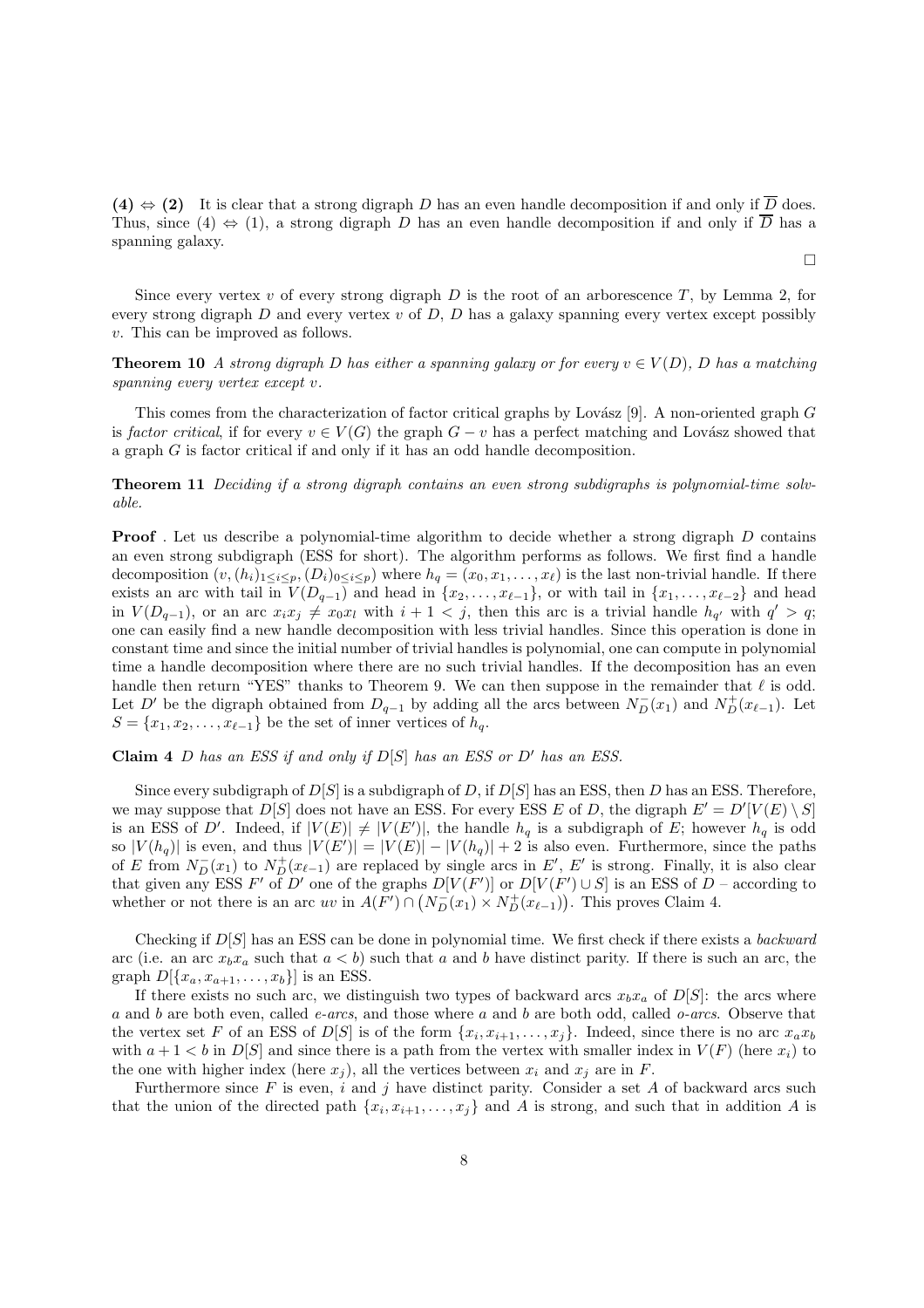**(4) ⇔ (2)** It is clear that a strong digraph $D$ has an even handle decomposition if and only if $\overline{D}$ does. Thus, since (4) ⇔ (1), a strong digraph $D$ has an even handle decomposition if and only if $\overline{D}$ has a spanning galaxy.

□

Since every vertex $v$ of every strong digraph $D$ is the root of an arborescence $T$, by Lemma 2, for every strong digraph $D$ and every vertex $v$ of $D$, $D$ has a galaxy spanning every vertex except possibly $v$. This can be improved as follows.

**Theorem 10** *A strong digraph $D$ has either a spanning galaxy or for every $v \in V(D)$, $D$ has a matching spanning every vertex except $v$.*

This comes from the characterization of factor critical graphs by Lovász [9]. A non-oriented graph $G$ is *factor critical*, if for every $v \in V(G)$ the graph $G - v$ has a perfect matching and Lovász showed that a graph $G$ is factor critical if and only if it has an odd handle decomposition.

**Theorem 11** *Deciding if a strong digraph contains an even strong subdigraphs is polynomial-time solvable.*

**Proof** . Let us describe a polynomial-time algorithm to decide whether a strong digraph $D$ contains an even strong subdigraph (ESS for short). The algorithm performs as follows. We first find a handle decomposition $(v, (h_i)_{1\leq i\leq p}, (D_i)_{0\leq i\leq p})$ where $h_q = (x_0, x_1, \dots, x_\ell)$ is the last non-trivial handle. If there exists an arc with tail in $V(D_{q-1})$ and head in $\{x_2, \dots, x_{\ell-1}\}$, or with tail in $\{x_1, \dots, x_{\ell-2}\}$ and head in $V(D_{q-1})$, or an arc $x_ix_j \neq x_0x_l$ with $i + 1 < j$, then this arc is a trivial handle $h_{q'}$ with $q' > q$; one can easily find a new handle decomposition with less trivial handles. Since this operation is done in constant time and since the initial number of trivial handles is polynomial, one can compute in polynomial time a handle decomposition where there are no such trivial handles. If the decomposition has an even handle then return "YES" thanks to Theorem 9. We can then suppose in the remainder that $\ell$ is odd. Let $D'$ be the digraph obtained from $D_{q-1}$ by adding all the arcs between $N^-_D(x_1)$ and $N^+_D(x_{\ell-1})$. Let $S = \{x_1, x_2, \dots, x_{\ell-1}\}$ be the set of inner vertices of $h_q$.

**Claim 4** *$D$ has an ESS if and only if $D[S]$ has an ESS or $D'$ has an ESS.*

Since every subdigraph of $D[S]$ is a subdigraph of $D$, if $D[S]$ has an ESS, then $D$ has an ESS. Therefore, we may suppose that $D[S]$ does not have an ESS. For every ESS $E$ of $D$, the digraph $E' = D'[V(E) \setminus S]$ is an ESS of $D'$. Indeed, if $|V(E)| \neq |V(E')|$, the handle $h_q$ is a subdigraph of $E$; however $h_q$ is odd so $|V(h_q)|$ is even, and thus $|V(E')| = |V(E)| - |V(h_q)| + 2$ is also even. Furthermore, since the paths of $E$ from $N^-_D(x_1)$ to $N^+_D(x_{\ell-1})$ are replaced by single arcs in $E'$, $E'$ is strong. Finally, it is also clear that given any ESS $F'$ of $D'$ one of the graphs $D[V(F')]$ or $D[V(F') \cup S]$ is an ESS of $D$ – according to whether or not there is an arc $uv$ in $A(F') \cap \left(N^-_D(x_1) \times N^+_D(x_{\ell-1})\right)$. This proves Claim 4.

Checking if $D[S]$ has an ESS can be done in polynomial time. We first check if there exists a *backward* arc (i.e. an arc $x_bx_a$ such that $a < b$) such that $a$ and $b$ have distinct parity. If there is such an arc, the graph $D[\{x_a, x_{a+1}, \dots, x_b\}]$ is an ESS.

If there exists no such arc, we distinguish two types of backward arcs $x_bx_a$ of $D[S]$: the arcs where $a$ and $b$ are both even, called *e-arcs*, and those where $a$ and $b$ are both odd, called *o-arcs*. Observe that the vertex set $F$ of an ESS of $D[S]$ is of the form $\{x_i, x_{i+1}, \dots, x_j\}$. Indeed, since there is no arc $x_ax_b$ with $a + 1 < b$ in $D[S]$ and since there is a path from the vertex with smaller index in $V(F)$ (here $x_i$) to the one with higher index (here $x_j$), all the vertices between $x_i$ and $x_j$ are in $F$.

Furthermore since $F$ is even, $i$ and $j$ have distinct parity. Consider a set $A$ of backward arcs such that the union of the directed path $\{x_i, x_{i+1}, \dots, x_j\}$ and $A$ is strong, and such that in addition $A$ is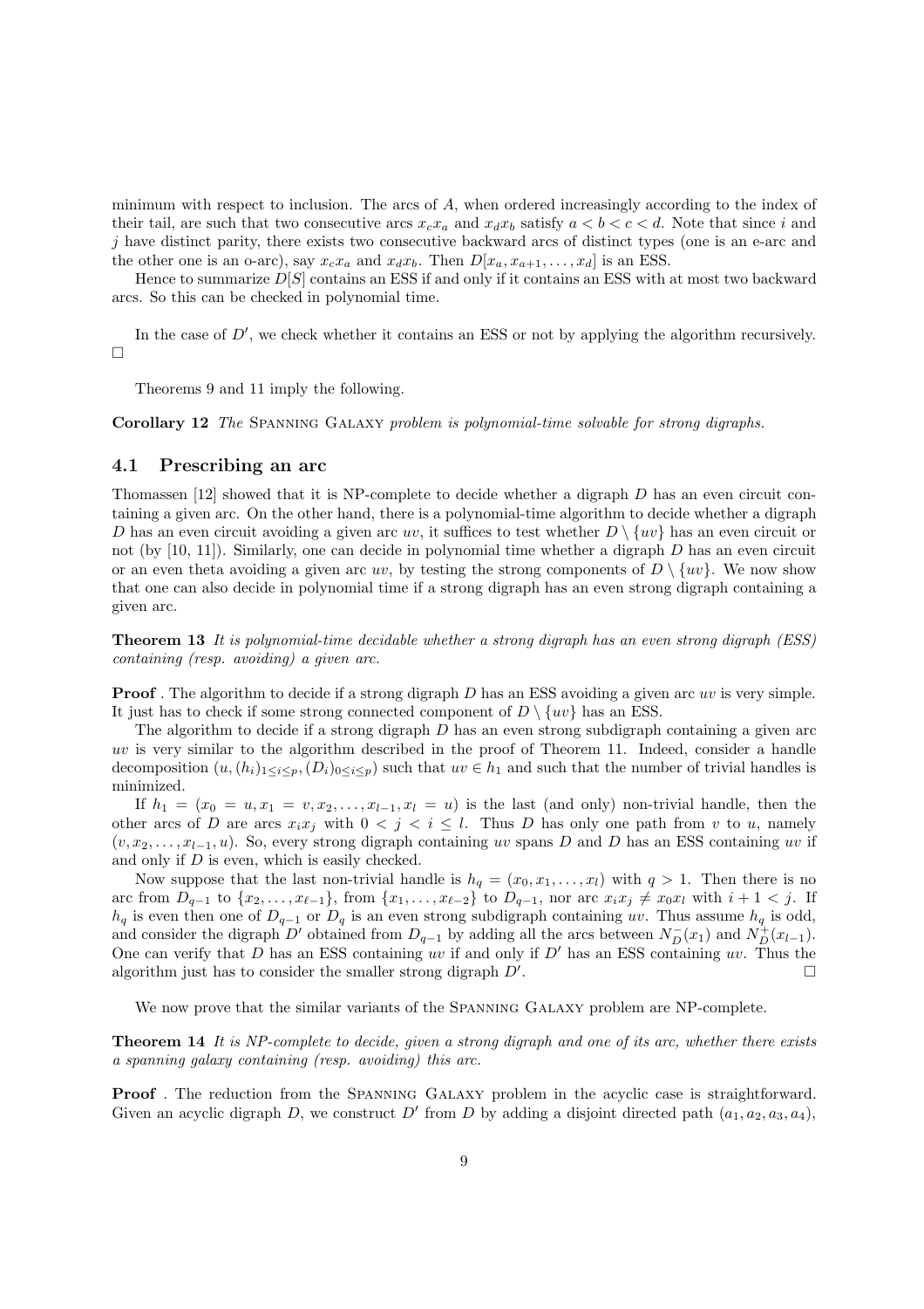minimum with respect to inclusion. The arcs of $A$, when ordered increasingly according to the index of their tail, are such that two consecutive arcs $x_cx_a$ and $x_dx_b$ satisfy $a < b < c < d$. Note that since $i$ and $j$ have distinct parity, there exists two consecutive backward arcs of distinct types (one is an e-arc and the other one is an o-arc), say $x_cx_a$ and $x_dx_b$. Then $D[x_a, x_{a+1}, \dots, x_d]$ is an ESS.

Hence to summarize $D[S]$ contains an ESS if and only if it contains an ESS with at most two backward arcs. So this can be checked in polynomial time.

In the case of $D'$, we check whether it contains an ESS or not by applying the algorithm recursively. □

Theorems 9 and 11 imply the following.

**Corollary 12** *The* Spanning Galaxy *problem is polynomial-time solvable for strong digraphs.*

### 4.1 Prescribing an arc

Thomassen [12] showed that it is NP-complete to decide whether a digraph $D$ has an even circuit containing a given arc. On the other hand, there is a polynomial-time algorithm to decide whether a digraph $D$ has an even circuit avoiding a given arc $uv$, it suffices to test whether $D \setminus \{uv\}$ has an even circuit or not (by [10, 11]). Similarly, one can decide in polynomial time whether a digraph $D$ has an even circuit or an even theta avoiding a given arc $uv$, by testing the strong components of $D \setminus \{uv\}$. We now show that one can also decide in polynomial time if a strong digraph has an even strong digraph containing a given arc.

**Theorem 13** *It is polynomial-time decidable whether a strong digraph has an even strong digraph (ESS) containing (resp. avoiding) a given arc.*

**Proof** . The algorithm to decide if a strong digraph $D$ has an ESS avoiding a given arc $uv$ is very simple. It just has to check if some strong connected component of $D \setminus \{uv\}$ has an ESS.

The algorithm to decide if a strong digraph $D$ has an even strong subdigraph containing a given arc $uv$ is very similar to the algorithm described in the proof of Theorem 11. Indeed, consider a handle decomposition $(u, (h_i)_{1\leq i\leq p}, (D_i)_{0\leq i\leq p})$ such that $uv \in h_1$ and such that the number of trivial handles is minimized.

If $h_1 = (x_0 = u, x_1 = v, x_2, \dots, x_{l-1}, x_l = u)$ is the last (and only) non-trivial handle, then the other arcs of $D$ are arcs $x_ix_j$ with $0 < j < i \leq l$. Thus $D$ has only one path from $v$ to $u$, namely $(v, x_2, \dots, x_{l-1}, u)$. So, every strong digraph containing $uv$ spans $D$ and $D$ has an ESS containing $uv$ if and only if $D$ is even, which is easily checked.

Now suppose that the last non-trivial handle is $h_q = (x_0, x_1, \dots, x_l)$ with $q > 1$. Then there is no arc from $D_{q-1}$ to $\{x_2, \dots, x_{\ell-1}\}$, from $\{x_1, \dots, x_{\ell-2}\}$ to $D_{q-1}$, nor arc $x_ix_j \neq x_0x_l$ with $i + 1 < j$. If $h_q$ is even then one of $D_{q-1}$ or $D_q$ is an even strong subdigraph containing $uv$. Thus assume $h_q$ is odd, and consider the digraph $D'$ obtained from $D_{q-1}$ by adding all the arcs between $N^-_D(x_1)$ and $N^+_D(x_{l-1})$. One can verify that $D$ has an ESS containing $uv$ if and only if $D'$ has an ESS containing $uv$. Thus the algorithm just has to consider the smaller strong digraph $D'$. □

We now prove that the similar variants of the Spanning Galaxy problem are NP-complete.

**Theorem 14** *It is NP-complete to decide, given a strong digraph and one of its arc, whether there exists a spanning galaxy containing (resp. avoiding) this arc.*

**Proof** . The reduction from the Spanning Galaxy problem in the acyclic case is straightforward. Given an acyclic digraph $D$, we construct $D'$ from $D$ by adding a disjoint directed path $(a_1, a_2, a_3, a_4)$,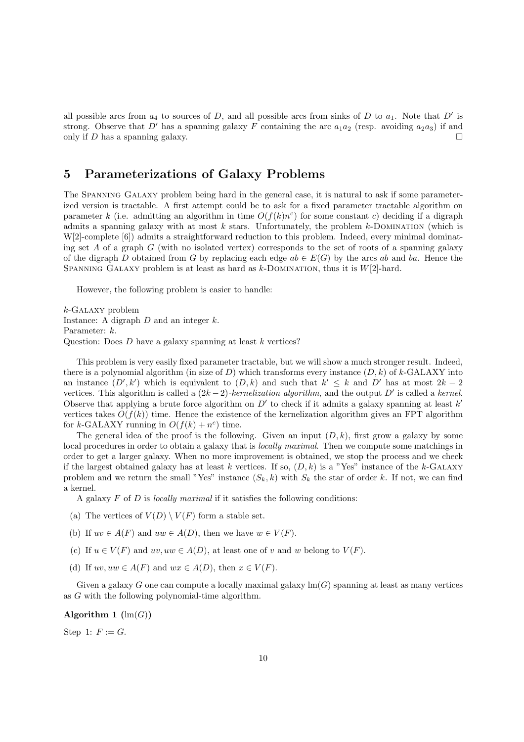all possible arcs from $a_4$ to sources of $D$, and all possible arcs from sinks of $D$ to $a_1$. Note that $D'$ is strong. Observe that $D'$ has a spanning galaxy $F$ containing the arc $a_1a_2$ (resp. avoiding $a_2a_3$) if and only if $D$ has a spanning galaxy. □

## 5 Parameterizations of Galaxy Problems

The Spanning Galaxy problem being hard in the general case, it is natural to ask if some parameterized version is tractable. A first attempt could be to ask for a fixed parameter tractable algorithm on parameter $k$ (i.e. admitting an algorithm in time $O(f(k)n^c)$ for some constant $c$) deciding if a digraph admits a spanning galaxy with at most $k$ stars. Unfortunately, the problem $k$-Domination (which is W[2]-complete [6]) admits a straightforward reduction to this problem. Indeed, every minimal dominating set $A$ of a graph $G$ (with no isolated vertex) corresponds to the set of roots of a spanning galaxy of the digraph $D$ obtained from $G$ by replacing each edge $ab \in E(G)$ by the arcs $ab$ and $ba$. Hence the Spanning Galaxy problem is at least as hard as $k$-Domination, thus it is $W[2]$-hard.

However, the following problem is easier to handle:

$k$-Galaxy problem
Instance: A digraph $D$ and an integer $k$.
Parameter: $k$.
Question: Does $D$ have a galaxy spanning at least $k$ vertices?

This problem is very easily fixed parameter tractable, but we will show a much stronger result. Indeed, there is a polynomial algorithm (in size of $D$) which transforms every instance $(D, k)$ of $k$-GALAXY into an instance $(D', k')$ which is equivalent to $(D, k)$ and such that $k' \leq k$ and $D'$ has at most $2k - 2$ vertices. This algorithm is called a $(2k-2)$-*kernelization algorithm*, and the output $D'$ is called a *kernel*. Observe that applying a brute force algorithm on $D'$ to check if it admits a galaxy spanning at least $k'$ vertices takes $O(f(k))$ time. Hence the existence of the kernelization algorithm gives an FPT algorithm for $k$-GALAXY running in $O(f(k) + n^c)$ time.

The general idea of the proof is the following. Given an input $(D, k)$, first grow a galaxy by some local procedures in order to obtain a galaxy that is *locally maximal*. Then we compute some matchings in order to get a larger galaxy. When no more improvement is obtained, we stop the process and we check if the largest obtained galaxy has at least $k$ vertices. If so, $(D, k)$ is a "Yes" instance of the $k$-Galaxy problem and we return the small "Yes" instance $(S_k, k)$ with $S_k$ the star of order $k$. If not, we can find a kernel.

A galaxy $F$ of $D$ is *locally maximal* if it satisfies the following conditions:

(a) The vertices of $V(D) \setminus V(F)$ form a stable set.

(b) If $uv \in A(F)$ and $uw \in A(D)$, then we have $w \in V(F)$.

(c) If $u \in V(F)$ and $uv, uw \in A(D)$, at least one of $v$ and $w$ belong to $V(F)$.

(d) If $uv, uw \in A(F)$ and $wx \in A(D)$, then $x \in V(F)$.

Given a galaxy $G$ one can compute a locally maximal galaxy $\text{lm}(G)$ spanning at least as many vertices as $G$ with the following polynomial-time algorithm.

**Algorithm 1 ($\text{lm}(G)$)**

Step 1: $F := G$.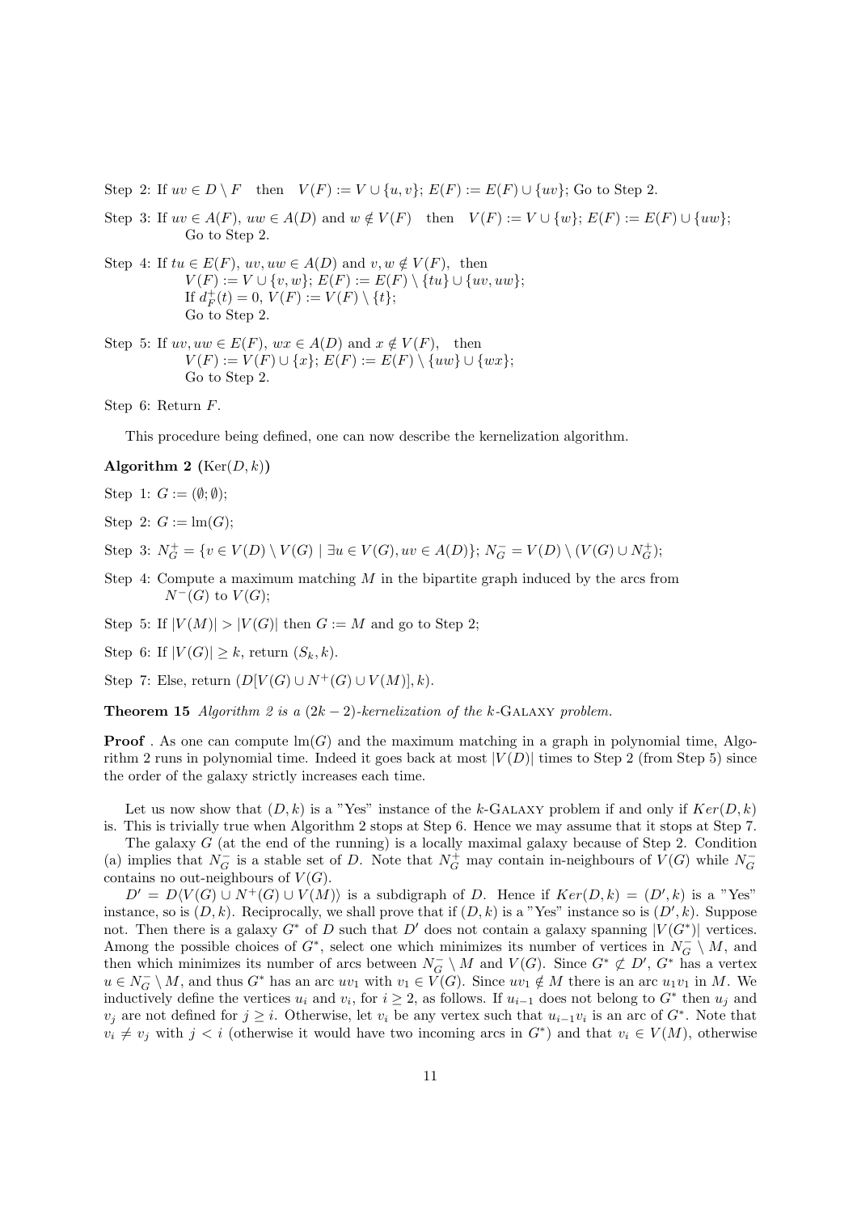Step 2: If $uv \in D \setminus F$ then $V(F) := V \cup \{u, v\}$; $E(F) := E(F) \cup \{uv\}$; Go to Step 2.

Step 3: If $uv \in A(F)$, $uw \in A(D)$ and $w \notin V(F)$ then $V(F) := V \cup \{w\}$; $E(F) := E(F) \cup \{uw\}$; Go to Step 2.

Step 4: If $tu \in E(F)$, $uv, uw \in A(D)$ and $v, w \notin V(F)$, then
$V(F) := V \cup \{v, w\}$; $E(F) := E(F) \setminus \{tu\} \cup \{uv, uw\}$;
If $d^+_F(t) = 0$, $V(F) := V(F) \setminus \{t\}$;
Go to Step 2.

Step 5: If $uv, uw \in E(F)$, $wx \in A(D)$ and $x \notin V(F)$, then
$V(F) := V(F) \cup \{x\}$; $E(F) := E(F) \setminus \{uw\} \cup \{wx\}$;
Go to Step 2.

Step 6: Return $F$.

This procedure being defined, one can now describe the kernelization algorithm.

**Algorithm 2 ($\mathrm{Ker}(D, k)$)**

Step 1: $G := (\emptyset; \emptyset)$;

Step 2: $G := \mathrm{lm}(G)$;

Step 3: $N^+_G = \{v \in V(D) \setminus V(G) \mid \exists u \in V(G), uv \in A(D)\}$; $N^-_G = V(D) \setminus (V(G) \cup N^+_G)$;

Step 4: Compute a maximum matching $M$ in the bipartite graph induced by the arcs from $N^-(G)$ to $V(G)$;

Step 5: If $|V(M)| > |V(G)|$ then $G := M$ and go to Step 2;

Step 6: If $|V(G)| \geq k$, return $(S_k, k)$.

Step 7: Else, return $(D[V(G) \cup N^+(G) \cup V(M)], k)$.

**Theorem 15** *Algorithm 2 is a $(2k-2)$-kernelization of the $k$-*Galaxy *problem.*

**Proof** . As one can compute $\mathrm{lm}(G)$ and the maximum matching in a graph in polynomial time, Algorithm 2 runs in polynomial time. Indeed it goes back at most $|V(D)|$ times to Step 2 (from Step 5) since the order of the galaxy strictly increases each time.

Let us now show that $(D, k)$ is a "Yes" instance of the $k$-Galaxy problem if and only if $Ker(D, k)$ is. This is trivially true when Algorithm 2 stops at Step 6. Hence we may assume that it stops at Step 7.

The galaxy $G$ (at the end of the running) is a locally maximal galaxy because of Step 2. Condition (a) implies that $N^-_G$ is a stable set of $D$. Note that $N^+_G$ may contain in-neighbours of $V(G)$ while $N^-_G$ contains no out-neighbours of $V(G)$.

$D' = D\langle V(G) \cup N^+(G) \cup V(M)\rangle$ is a subdigraph of $D$. Hence if $Ker(D, k) = (D', k)$ is a "Yes" instance, so is $(D, k)$. Reciprocally, we shall prove that if $(D, k)$ is a "Yes" instance so is $(D', k)$. Suppose not. Then there is a galaxy $G^*$ of $D$ such that $D'$ does not contain a galaxy spanning $|V(G^*)|$ vertices. Among the possible choices of $G^*$, select one which minimizes its number of vertices in $N^-_G \setminus M$, and then which minimizes its number of arcs between $N^-_G \setminus M$ and $V(G)$. Since $G^* \not\subset D'$, $G^*$ has a vertex $u \in N^-_G \setminus M$, and thus $G^*$ has an arc $uv_1$ with $v_1 \in V(G)$. Since $uv_1 \notin M$ there is an arc $u_1v_1$ in $M$. We inductively define the vertices $u_i$ and $v_i$, for $i \geq 2$, as follows. If $u_{i-1}$ does not belong to $G^*$ then $u_j$ and $v_j$ are not defined for $j \geq i$. Otherwise, let $v_i$ be any vertex such that $u_{i-1}v_i$ is an arc of $G^*$. Note that $v_i \neq v_j$ with $j < i$ (otherwise it would have two incoming arcs in $G^*$) and that $v_i \in V(M)$, otherwise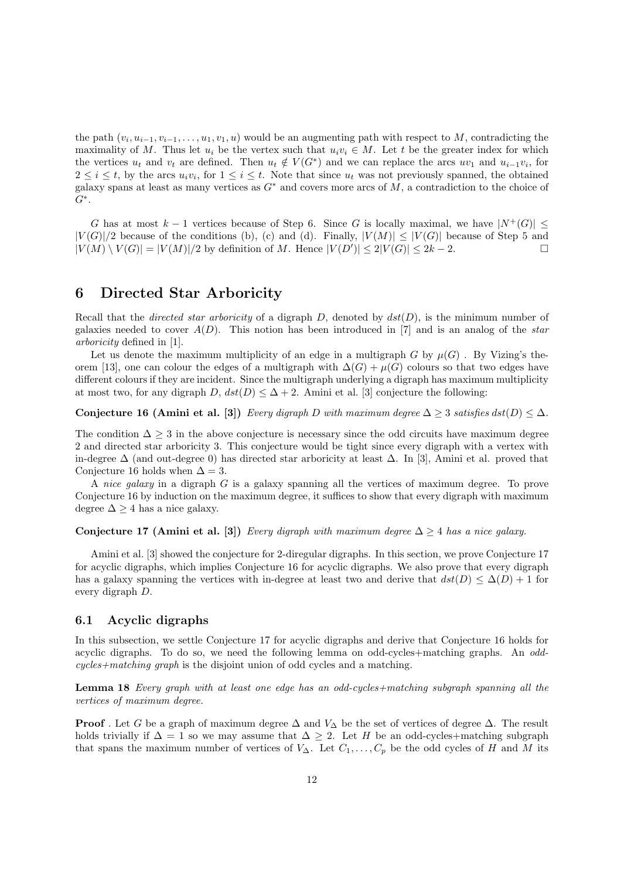the path $(v_i, u_{i-1}, v_{i-1}, \ldots, u_1, v_1, u)$ would be an augmenting path with respect to $M$, contradicting the maximality of $M$. Thus let $u_i$ be the vertex such that $u_i v_i \in M$. Let $t$ be the greater index for which the vertices $u_t$ and $v_t$ are defined. Then $u_t \notin V(G^*)$ and we can replace the arcs $uv_1$ and $u_{i-1}v_i$, for $2 \leq i \leq t$, by the arcs $u_i v_i$, for $1 \leq i \leq t$. Note that since $u_t$ was not previously spanned, the obtained galaxy spans at least as many vertices as $G^*$ and covers more arcs of $M$, a contradiction to the choice of $G^*$.

$G$ has at most $k-1$ vertices because of Step 6. Since $G$ is locally maximal, we have $|N^+(G)| \leq |V(G)|/2$ because of the conditions (b), (c) and (d). Finally, $|V(M)| \leq |V(G)|$ because of Step 5 and $|V(M) \setminus V(G)| = |V(M)|/2$ by definition of $M$. Hence $|V(D')| \leq 2|V(G)| \leq 2k-2$. □

# 6 Directed Star Arboricity

Recall that the *directed star arboricity* of a digraph $D$, denoted by $dst(D)$, is the minimum number of galaxies needed to cover $A(D)$. This notion has been introduced in [7] and is an analog of the *star arboricity* defined in [1].

Let us denote the maximum multiplicity of an edge in a multigraph $G$ by $\mu(G)$ . By Vizing's theorem [13], one can colour the edges of a multigraph with $\Delta(G) + \mu(G)$ colours so that two edges have different colours if they are incident. Since the multigraph underlying a digraph has maximum multiplicity at most two, for any digraph $D$, $dst(D) \leq \Delta + 2$. Amini et al. [3] conjecture the following:

**Conjecture 16 (Amini et al. [3])** *Every digraph $D$ with maximum degree $\Delta \geq 3$ satisfies $dst(D) \leq \Delta$.*

The condition $\Delta \geq 3$ in the above conjecture is necessary since the odd circuits have maximum degree 2 and directed star arboricity 3. This conjecture would be tight since every digraph with a vertex with in-degree $\Delta$ (and out-degree 0) has directed star arboricity at least $\Delta$. In [3], Amini et al. proved that Conjecture 16 holds when $\Delta = 3$.

A *nice galaxy* in a digraph $G$ is a galaxy spanning all the vertices of maximum degree. To prove Conjecture 16 by induction on the maximum degree, it suffices to show that every digraph with maximum degree $\Delta \geq 4$ has a nice galaxy.

**Conjecture 17 (Amini et al. [3])** *Every digraph with maximum degree $\Delta \geq 4$ has a nice galaxy.*

Amini et al. [3] showed the conjecture for 2-diregular digraphs. In this section, we prove Conjecture 17 for acyclic digraphs, which implies Conjecture 16 for acyclic digraphs. We also prove that every digraph has a galaxy spanning the vertices with in-degree at least two and derive that $dst(D) \leq \Delta(D) + 1$ for every digraph $D$.

## 6.1 Acyclic digraphs

In this subsection, we settle Conjecture 17 for acyclic digraphs and derive that Conjecture 16 holds for acyclic digraphs. To do so, we need the following lemma on odd-cycles+matching graphs. An *odd-cycles+matching graph* is the disjoint union of odd cycles and a matching.

**Lemma 18** *Every graph with at least one edge has an odd-cycles+matching subgraph spanning all the vertices of maximum degree.*

**Proof** . Let $G$ be a graph of maximum degree $\Delta$ and $V_\Delta$ be the set of vertices of degree $\Delta$. The result holds trivially if $\Delta = 1$ so we may assume that $\Delta \geq 2$. Let $H$ be an odd-cycles+matching subgraph that spans the maximum number of vertices of $V_\Delta$. Let $C_1, \ldots, C_p$ be the odd cycles of $H$ and $M$ its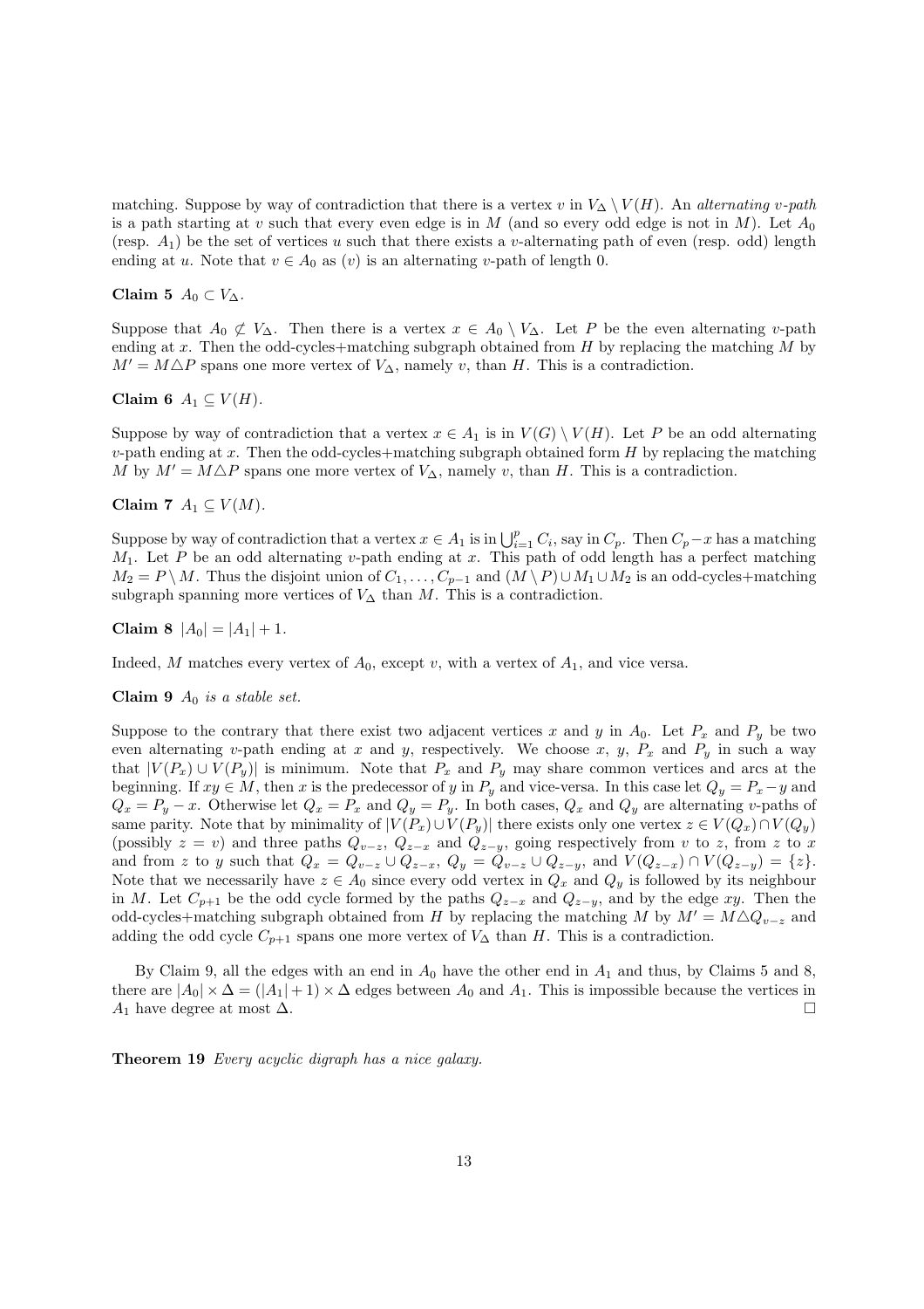matching. Suppose by way of contradiction that there is a vertex $v$ in $V_\Delta \setminus V(H)$. An *alternating $v$-path* is a path starting at $v$ such that every even edge is in $M$ (and so every odd edge is not in $M$). Let $A_0$ (resp. $A_1$) be the set of vertices $u$ such that there exists a $v$-alternating path of even (resp. odd) length ending at $u$. Note that $v \in A_0$ as $(v)$ is an alternating $v$-path of length 0.

**Claim 5** $A_0 \subset V_\Delta$.

Suppose that $A_0 \not\subset V_\Delta$. Then there is a vertex $x \in A_0 \setminus V_\Delta$. Let $P$ be the even alternating $v$-path ending at $x$. Then the odd-cycles+matching subgraph obtained from $H$ by replacing the matching $M$ by $M' = M \triangle P$ spans one more vertex of $V_\Delta$, namely $v$, than $H$. This is a contradiction.

**Claim 6** $A_1 \subseteq V(H)$.

Suppose by way of contradiction that a vertex $x \in A_1$ is in $V(G) \setminus V(H)$. Let $P$ be an odd alternating $v$-path ending at $x$. Then the odd-cycles+matching subgraph obtained form $H$ by replacing the matching $M$ by $M' = M \triangle P$ spans one more vertex of $V_\Delta$, namely $v$, than $H$. This is a contradiction.

**Claim 7** $A_1 \subseteq V(M)$.

Suppose by way of contradiction that a vertex $x \in A_1$ is in $\bigcup_{i=1}^{p} C_i$, say in $C_p$. Then $C_p - x$ has a matching $M_1$. Let $P$ be an odd alternating $v$-path ending at $x$. This path of odd length has a perfect matching $M_2 = P \setminus M$. Thus the disjoint union of $C_1, \dots, C_{p-1}$ and $(M \setminus P) \cup M_1 \cup M_2$ is an odd-cycles+matching subgraph spanning more vertices of $V_\Delta$ than $M$. This is a contradiction.

**Claim 8** $|A_0| = |A_1| + 1$.

Indeed, $M$ matches every vertex of $A_0$, except $v$, with a vertex of $A_1$, and vice versa.

**Claim 9** *$A_0$ is a stable set.*

Suppose to the contrary that there exist two adjacent vertices $x$ and $y$ in $A_0$. Let $P_x$ and $P_y$ be two even alternating $v$-path ending at $x$ and $y$, respectively. We choose $x$, $y$, $P_x$ and $P_y$ in such a way that $|V(P_x) \cup V(P_y)|$ is minimum. Note that $P_x$ and $P_y$ may share common vertices and arcs at the beginning. If $xy \in M$, then $x$ is the predecessor of $y$ in $P_y$ and vice-versa. In this case let $Q_y = P_x - y$ and $Q_x = P_y - x$. Otherwise let $Q_x = P_x$ and $Q_y = P_y$. In both cases, $Q_x$ and $Q_y$ are alternating $v$-paths of same parity. Note that by minimality of $|V(P_x) \cup V(P_y)|$ there exists only one vertex $z \in V(Q_x) \cap V(Q_y)$ (possibly $z = v$) and three paths $Q_{v-z}$, $Q_{z-x}$ and $Q_{z-y}$, going respectively from $v$ to $z$, from $z$ to $x$ and from $z$ to $y$ such that $Q_x = Q_{v-z} \cup Q_{z-x}$, $Q_y = Q_{v-z} \cup Q_{z-y}$, and $V(Q_{z-x}) \cap V(Q_{z-y}) = \{z\}$. Note that we necessarily have $z \in A_0$ since every odd vertex in $Q_x$ and $Q_y$ is followed by its neighbour in $M$. Let $C_{p+1}$ be the odd cycle formed by the paths $Q_{z-x}$ and $Q_{z-y}$, and by the edge $xy$. Then the odd-cycles+matching subgraph obtained from $H$ by replacing the matching $M$ by $M' = M \triangle Q_{v-z}$ and adding the odd cycle $C_{p+1}$ spans one more vertex of $V_\Delta$ than $H$. This is a contradiction.

By Claim 9, all the edges with an end in $A_0$ have the other end in $A_1$ and thus, by Claims 5 and 8, there are $|A_0| \times \Delta = (|A_1| + 1) \times \Delta$ edges between $A_0$ and $A_1$. This is impossible because the vertices in $A_1$ have degree at most $\Delta$. $\square$

**Theorem 19** *Every acyclic digraph has a nice galaxy.*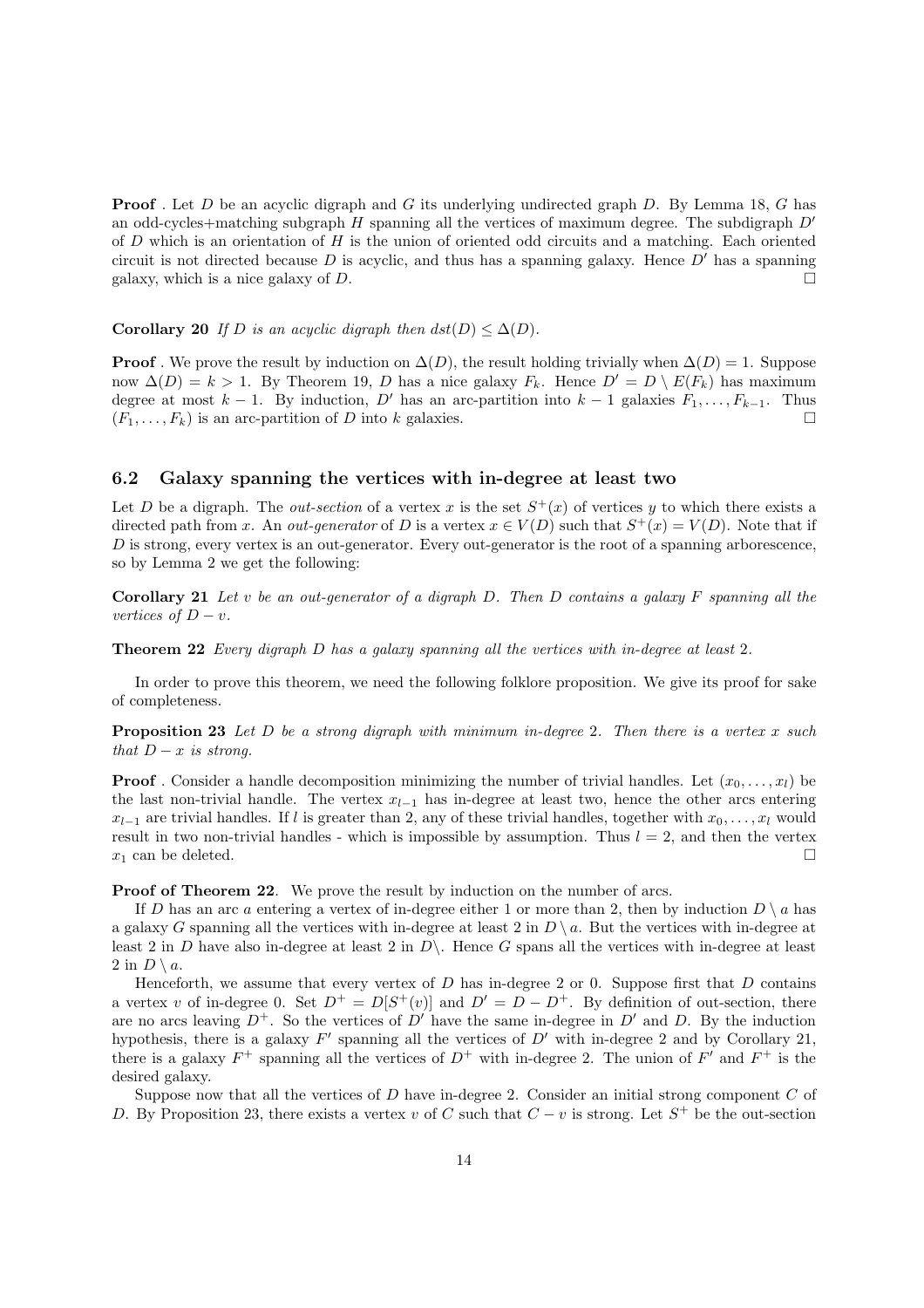**Proof** . Let $D$ be an acyclic digraph and $G$ its underlying undirected graph $D$. By Lemma 18, $G$ has an odd-cycles+matching subgraph $H$ spanning all the vertices of maximum degree. The subdigraph $D'$ of $D$ which is an orientation of $H$ is the union of oriented odd circuits and a matching. Each oriented circuit is not directed because $D$ is acyclic, and thus has a spanning galaxy. Hence $D'$ has a spanning galaxy, which is a nice galaxy of $D$. □

**Corollary 20** *If $D$ is an acyclic digraph then $dst(D) \leq \Delta(D)$.*

**Proof** . We prove the result by induction on $\Delta(D)$, the result holding trivially when $\Delta(D) = 1$. Suppose now $\Delta(D) = k > 1$. By Theorem 19, $D$ has a nice galaxy $F_k$. Hence $D' = D \setminus E(F_k)$ has maximum degree at most $k - 1$. By induction, $D'$ has an arc-partition into $k - 1$ galaxies $F_1, \ldots, F_{k-1}$. Thus $(F_1, \ldots, F_k)$ is an arc-partition of $D$ into $k$ galaxies. □

## 6.2 Galaxy spanning the vertices with in-degree at least two

Let $D$ be a digraph. The *out-section* of a vertex $x$ is the set $S^+(x)$ of vertices $y$ to which there exists a directed path from $x$. An *out-generator* of $D$ is a vertex $x \in V(D)$ such that $S^+(x) = V(D)$. Note that if $D$ is strong, every vertex is an out-generator. Every out-generator is the root of a spanning arborescence, so by Lemma 2 we get the following:

**Corollary 21** *Let $v$ be an out-generator of a digraph $D$. Then $D$ contains a galaxy $F$ spanning all the vertices of $D - v$.*

**Theorem 22** *Every digraph $D$ has a galaxy spanning all the vertices with in-degree at least 2.*

In order to prove this theorem, we need the following folklore proposition. We give its proof for sake of completeness.

**Proposition 23** *Let $D$ be a strong digraph with minimum in-degree 2. Then there is a vertex $x$ such that $D - x$ is strong.*

**Proof** . Consider a handle decomposition minimizing the number of trivial handles. Let $(x_0, \ldots, x_l)$ be the last non-trivial handle. The vertex $x_{l-1}$ has in-degree at least two, hence the other arcs entering $x_{l-1}$ are trivial handles. If $l$ is greater than 2, any of these trivial handles, together with $x_0, \ldots, x_l$ would result in two non-trivial handles - which is impossible by assumption. Thus $l = 2$, and then the vertex $x_1$ can be deleted. □

**Proof of Theorem 22**. We prove the result by induction on the number of arcs.

If $D$ has an arc $a$ entering a vertex of in-degree either 1 or more than 2, then by induction $D \setminus a$ has a galaxy $G$ spanning all the vertices with in-degree at least 2 in $D \setminus a$. But the vertices with in-degree at least 2 in $D$ have also in-degree at least 2 in $D \setminus$. Hence $G$ spans all the vertices with in-degree at least 2 in $D \setminus a$.

Henceforth, we assume that every vertex of $D$ has in-degree 2 or 0. Suppose first that $D$ contains a vertex $v$ of in-degree 0. Set $D^+ = D[S^+(v)]$ and $D' = D - D^+$. By definition of out-section, there are no arcs leaving $D^+$. So the vertices of $D'$ have the same in-degree in $D'$ and $D$. By the induction hypothesis, there is a galaxy $F'$ spanning all the vertices of $D'$ with in-degree 2 and by Corollary 21, there is a galaxy $F^+$ spanning all the vertices of $D^+$ with in-degree 2. The union of $F'$ and $F^+$ is the desired galaxy.

Suppose now that all the vertices of $D$ have in-degree 2. Consider an initial strong component $C$ of $D$. By Proposition 23, there exists a vertex $v$ of $C$ such that $C - v$ is strong. Let $S^+$ be the out-section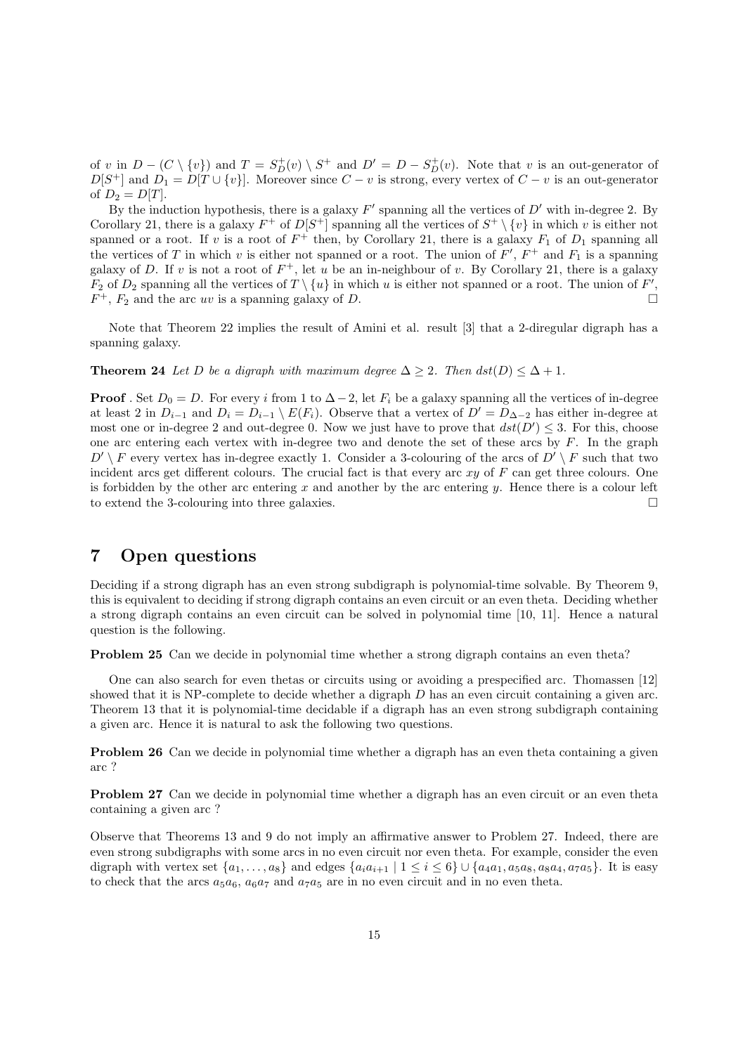of $v$ in $D - (C \setminus \{v\})$ and $T = S^+_D(v) \setminus S^+$ and $D' = D - S^+_D(v)$. Note that $v$ is an out-generator of $D[S^+]$ and $D_1 = D[T \cup \{v\}]$. Moreover since $C - v$ is strong, every vertex of $C - v$ is an out-generator of $D_2 = D[T]$.

By the induction hypothesis, there is a galaxy $F'$ spanning all the vertices of $D'$ with in-degree 2. By Corollary 21, there is a galaxy $F^+$ of $D[S^+]$ spanning all the vertices of $S^+ \setminus \{v\}$ in which $v$ is either not spanned or a root. If $v$ is a root of $F^+$ then, by Corollary 21, there is a galaxy $F_1$ of $D_1$ spanning all the vertices of $T$ in which $v$ is either not spanned or a root. The union of $F'$, $F^+$ and $F_1$ is a spanning galaxy of $D$. If $v$ is not a root of $F^+$, let $u$ be an in-neighbour of $v$. By Corollary 21, there is a galaxy $F_2$ of $D_2$ spanning all the vertices of $T \setminus \{u\}$ in which $u$ is either not spanned or a root. The union of $F'$, $F^+$, $F_2$ and the arc $uv$ is a spanning galaxy of $D$. □

Note that Theorem 22 implies the result of Amini et al. result [3] that a 2-diregular digraph has a spanning galaxy.

**Theorem 24** *Let $D$ be a digraph with maximum degree $\Delta \geq 2$. Then $dst(D) \leq \Delta + 1$.*

**Proof** . Set $D_0 = D$. For every $i$ from 1 to $\Delta - 2$, let $F_i$ be a galaxy spanning all the vertices of in-degree at least 2 in $D_{i-1}$ and $D_i = D_{i-1} \setminus E(F_i)$. Observe that a vertex of $D' = D_{\Delta-2}$ has either in-degree at most one or in-degree 2 and out-degree 0. Now we just have to prove that $dst(D') \leq 3$. For this, choose one arc entering each vertex with in-degree two and denote the set of these arcs by $F$. In the graph $D' \setminus F$ every vertex has in-degree exactly 1. Consider a 3-colouring of the arcs of $D' \setminus F$ such that two incident arcs get different colours. The crucial fact is that every arc $xy$ of $F$ can get three colours. One is forbidden by the other arc entering $x$ and another by the arc entering $y$. Hence there is a colour left to extend the 3-colouring into three galaxies. □

## 7 Open questions

Deciding if a strong digraph has an even strong subdigraph is polynomial-time solvable. By Theorem 9, this is equivalent to deciding if strong digraph contains an even circuit or an even theta. Deciding whether a strong digraph contains an even circuit can be solved in polynomial time [10, 11]. Hence a natural question is the following.

**Problem 25** Can we decide in polynomial time whether a strong digraph contains an even theta?

One can also search for even thetas or circuits using or avoiding a prespecified arc. Thomassen [12] showed that it is NP-complete to decide whether a digraph $D$ has an even circuit containing a given arc. Theorem 13 that it is polynomial-time decidable if a digraph has an even strong subdigraph containing a given arc. Hence it is natural to ask the following two questions.

**Problem 26** Can we decide in polynomial time whether a digraph has an even theta containing a given arc ?

**Problem 27** Can we decide in polynomial time whether a digraph has an even circuit or an even theta containing a given arc ?

Observe that Theorems 13 and 9 do not imply an affirmative answer to Problem 27. Indeed, there are even strong subdigraphs with some arcs in no even circuit nor even theta. For example, consider the even digraph with vertex set $\{a_1, \ldots, a_8\}$ and edges $\{a_i a_{i+1} \mid 1 \leq i \leq 6\} \cup \{a_4 a_1, a_5 a_8, a_8 a_4, a_7 a_5\}$. It is easy to check that the arcs $a_5 a_6$, $a_6 a_7$ and $a_7 a_5$ are in no even circuit and in no even theta.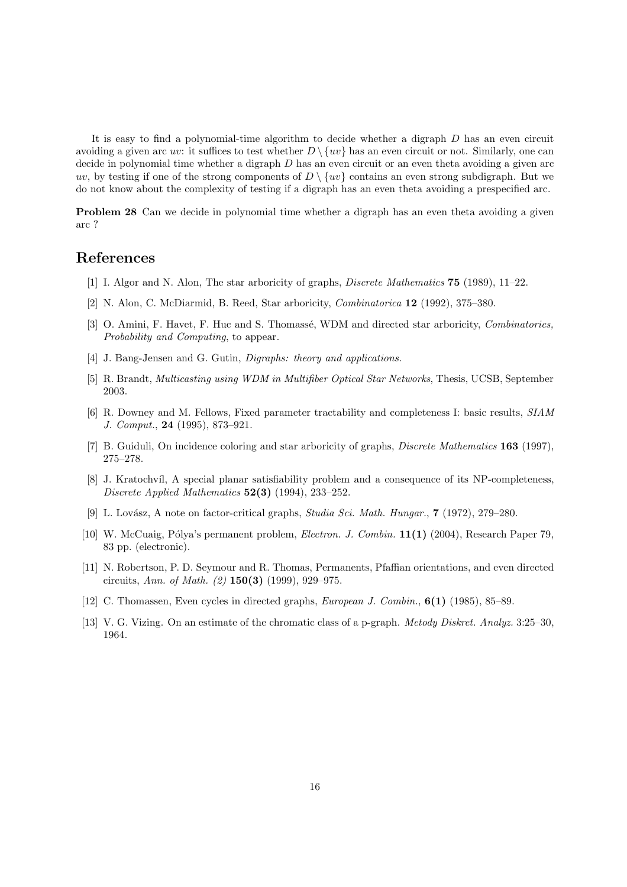It is easy to find a polynomial-time algorithm to decide whether a digraph $D$ has an even circuit avoiding a given arc $uv$: it suffices to test whether $D \setminus \{uv\}$ has an even circuit or not. Similarly, one can decide in polynomial time whether a digraph $D$ has an even circuit or an even theta avoiding a given arc $uv$, by testing if one of the strong components of $D \setminus \{uv\}$ contains an even strong subdigraph. But we do not know about the complexity of testing if a digraph has an even theta avoiding a prespecified arc.

**Problem 28** Can we decide in polynomial time whether a digraph has an even theta avoiding a given arc ?

# References

[1] I. Algor and N. Alon, The star arboricity of graphs, *Discrete Mathematics* **75** (1989), 11–22.

[2] N. Alon, C. McDiarmid, B. Reed, Star arboricity, *Combinatorica* **12** (1992), 375–380.

[3] O. Amini, F. Havet, F. Huc and S. Thomassé, WDM and directed star arboricity, *Combinatorics, Probability and Computing*, to appear.

[4] J. Bang-Jensen and G. Gutin, *Digraphs: theory and applications*.

[5] R. Brandt, *Multicasting using WDM in Multifiber Optical Star Networks*, Thesis, UCSB, September 2003.

[6] R. Downey and M. Fellows, Fixed parameter tractability and completeness I: basic results, *SIAM J. Comput.*, **24** (1995), 873–921.

[7] B. Guiduli, On incidence coloring and star arboricity of graphs, *Discrete Mathematics* **163** (1997), 275–278.

[8] J. Kratochvíl, A special planar satisfiability problem and a consequence of its NP-completeness, *Discrete Applied Mathematics* **52(3)** (1994), 233–252.

[9] L. Lovász, A note on factor-critical graphs, *Studia Sci. Math. Hungar.*, **7** (1972), 279–280.

[10] W. McCuaig, Pólya's permanent problem, *Electron. J. Combin.* **11(1)** (2004), Research Paper 79, 83 pp. (electronic).

[11] N. Robertson, P. D. Seymour and R. Thomas, Permanents, Pfaffian orientations, and even directed circuits, *Ann. of Math. (2)* **150(3)** (1999), 929–975.

[12] C. Thomassen, Even cycles in directed graphs, *European J. Combin.*, **6(1)** (1985), 85–89.

[13] V. G. Vizing. On an estimate of the chromatic class of a p-graph. *Metody Diskret. Analyz.* 3:25–30, 1964.